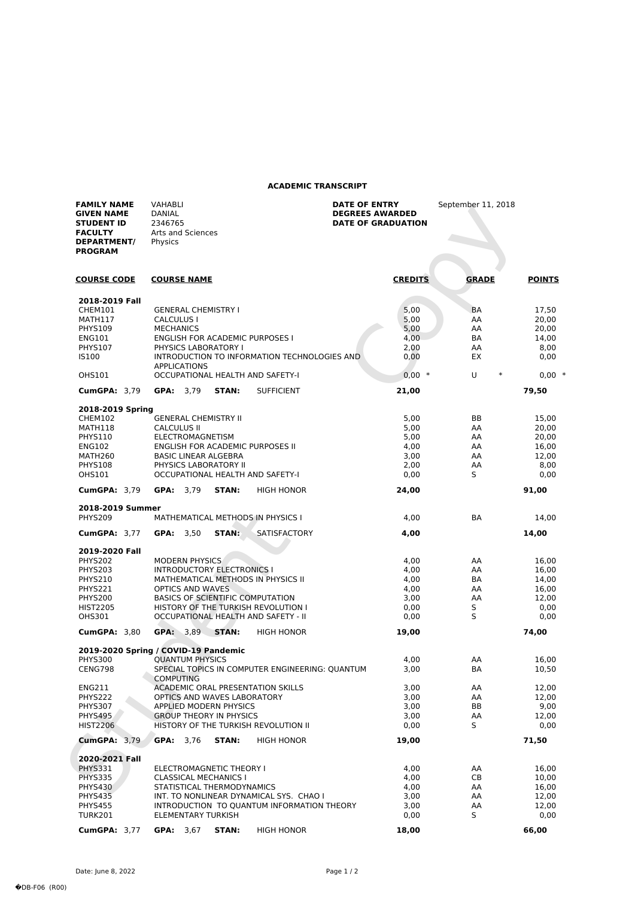# ACADEMIC TRANSCRIPT

| | | | |
|---|---|---|---|
| **FAMILY NAME** | VAHABLI | **DATE OF ENTRY** | September 11, 2018 |
| **GIVEN NAME** | DANIAL | **DEGREES AWARDED** | |
| **STUDENT ID** | 2346765 | **DATE OF GRADUATION** | |
| **FACULTY** | Arts and Sciences | | |
| **DEPARTMENT/ PROGRAM** | Physics | | |

| **COURSE CODE** | **COURSE NAME** | | | | **CREDITS** | **GRADE** | **POINTS** |
|---|---|---|---|---|---|---|---|
| **2018-2019 Fall** | | | | | | | |
| CHEM101 | GENERAL CHEMISTRY I | | | | 5,00 | BA | 17,50 |
| MATH117 | CALCULUS I | | | | 5,00 | AA | 20,00 |
| PHYS109 | MECHANICS | | | | 5,00 | AA | 20,00 |
| ENG101 | ENGLISH FOR ACADEMIC PURPOSES I | | | | 4,00 | BA | 14,00 |
| PHYS107 | PHYSICS LABORATORY I | | | | 2,00 | AA | 8,00 |
| IS100 | INTRODUCTION TO INFORMATION TECHNOLOGIES AND APPLICATIONS | | | | 0,00 | EX | 0,00 |
| OHS101 | OCCUPATIONAL HEALTH AND SAFETY-I | | | | 0,00 * | U * | 0,00 * |
| **CumGPA:** 3,79 | **GPA:** 3,79 | **STAN:** | SUFFICIENT | | **21,00** | | **79,50** |
| **2018-2019 Spring** | | | | | | | |
| CHEM102 | GENERAL CHEMISTRY II | | | | 5,00 | BB | 15,00 |
| MATH118 | CALCULUS II | | | | 5,00 | AA | 20,00 |
| PHYS110 | ELECTROMAGNETISM | | | | 5,00 | AA | 20,00 |
| ENG102 | ENGLISH FOR ACADEMIC PURPOSES II | | | | 4,00 | AA | 16,00 |
| MATH260 | BASIC LINEAR ALGEBRA | | | | 3,00 | AA | 12,00 |
| PHYS108 | PHYSICS LABORATORY II | | | | 2,00 | AA | 8,00 |
| OHS101 | OCCUPATIONAL HEALTH AND SAFETY-I | | | | 0,00 | S | 0,00 |
| **CumGPA:** 3,79 | **GPA:** 3,79 | **STAN:** | HIGH HONOR | | **24,00** | | **91,00** |
| **2018-2019 Summer** | | | | | | | |
| PHYS209 | MATHEMATICAL METHODS IN PHYSICS I | | | | 4,00 | BA | 14,00 |
| **CumGPA:** 3,77 | **GPA:** 3,50 | **STAN:** | SATISFACTORY | | **4,00** | | **14,00** |
| **2019-2020 Fall** | | | | | | | |
| PHYS202 | MODERN PHYSICS | | | | 4,00 | AA | 16,00 |
| PHYS203 | INTRODUCTORY ELECTRONICS I | | | | 4,00 | AA | 16,00 |
| PHYS210 | MATHEMATICAL METHODS IN PHYSICS II | | | | 4,00 | BA | 14,00 |
| PHYS221 | OPTICS AND WAVES | | | | 4,00 | AA | 16,00 |
| PHYS200 | BASICS OF SCIENTIFIC COMPUTATION | | | | 3,00 | AA | 12,00 |
| HIST2205 | HISTORY OF THE TURKISH REVOLUTION I | | | | 0,00 | S | 0,00 |
| OHS301 | OCCUPATIONAL HEALTH AND SAFETY - II | | | | 0,00 | S | 0,00 |
| **CumGPA:** 3,80 | **GPA:** 3,89 | **STAN:** | HIGH HONOR | | **19,00** | | **74,00** |
| **2019-2020 Spring / COVID-19 Pandemic** | | | | | | | |
| PHYS300 | QUANTUM PHYSICS | | | | 4,00 | AA | 16,00 |
| CENG798 | SPECIAL TOPICS IN COMPUTER ENGINEERING: QUANTUM COMPUTING | | | | 3,00 | BA | 10,50 |
| ENG211 | ACADEMIC ORAL PRESENTATION SKILLS | | | | 3,00 | AA | 12,00 |
| PHYS222 | OPTICS AND WAVES LABORATORY | | | | 3,00 | AA | 12,00 |
| PHYS307 | APPLIED MODERN PHYSICS | | | | 3,00 | BB | 9,00 |
| PHYS495 | GROUP THEORY IN PHYSICS | | | | 3,00 | AA | 12,00 |
| HIST2206 | HISTORY OF THE TURKISH REVOLUTION II | | | | 0,00 | S | 0,00 |
| **CumGPA:** 3,79 | **GPA:** 3,76 | **STAN:** | HIGH HONOR | | **19,00** | | **71,50** |
| **2020-2021 Fall** | | | | | | | |
| PHYS331 | ELECTROMAGNETIC THEORY I | | | | 4,00 | AA | 16,00 |
| PHYS335 | CLASSICAL MECHANICS I | | | | 4,00 | CB | 10,00 |
| PHYS430 | STATISTICAL THERMODYNAMICS | | | | 4,00 | AA | 16,00 |
| PHYS435 | INT. TO NONLINEAR DYNAMICAL SYS. CHAO I | | | | 3,00 | AA | 12,00 |
| PHYS455 | INTRODUCTION TO QUANTUM INFORMATION THEORY | | | | 3,00 | AA | 12,00 |
| TURK201 | ELEMENTARY TURKISH | | | | 0,00 | S | 0,00 |
| **CumGPA:** 3,77 | **GPA:** 3,67 | **STAN:** | HIGH HONOR | | **18,00** | | **66,00** |

Date: June 8, 2022

�DB-F06 (R00)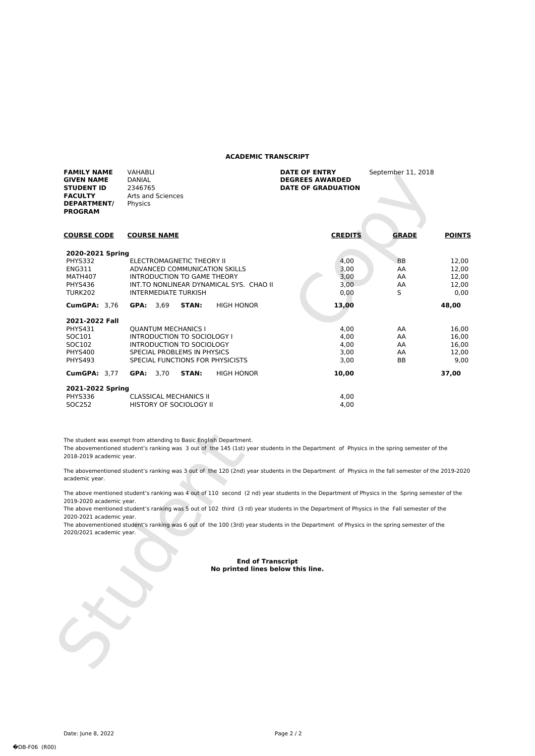## ACADEMIC TRANSCRIPT

| | | | |
|---|---|---|---|
| **FAMILY NAME** | VAHABLI | **DATE OF ENTRY** | September 11, 2018 |
| **GIVEN NAME** | DANIAL | **DEGREES AWARDED** | |
| **STUDENT ID** | 2346765 | **DATE OF GRADUATION** | |
| **FACULTY** | Arts and Sciences | | |
| **DEPARTMENT/ PROGRAM** | Physics | | |

| COURSE CODE | COURSE NAME | CREDITS | GRADE | POINTS |
|---|---|---|---|---|
| **2020-2021 Spring** | | | | |
| PHYS332 | ELECTROMAGNETIC THEORY II | 4,00 | BB | 12,00 |
| ENG311 | ADVANCED COMMUNICATION SKILLS | 3,00 | AA | 12,00 |
| MATH407 | INTRODUCTION TO GAME THEORY | 3,00 | AA | 12,00 |
| PHYS436 | INT.TO NONLINEAR DYNAMICAL SYS. CHAO II | 3,00 | AA | 12,00 |
| TURK202 | INTERMEDIATE TURKISH | 0,00 | S | 0,00 |
| **CumGPA:** 3,76 | **GPA:** 3,69 **STAN:** HIGH HONOR | **13,00** | | **48,00** |
| **2021-2022 Fall** | | | | |
| PHYS431 | QUANTUM MECHANICS I | 4,00 | AA | 16,00 |
| SOC101 | INTRODUCTION TO SOCIOLOGY I | 4,00 | AA | 16,00 |
| SOC102 | INTRODUCTION TO SOCIOLOGY | 4,00 | AA | 16,00 |
| PHYS400 | SPECIAL PROBLEMS IN PHYSICS | 3,00 | AA | 12,00 |
| PHYS493 | SPECIAL FUNCTIONS FOR PHYSICISTS | 3,00 | BB | 9,00 |
| **CumGPA:** 3,77 | **GPA:** 3,70 **STAN:** HIGH HONOR | **10,00** | | **37,00** |
| **2021-2022 Spring** | | | | |
| PHYS336 | CLASSICAL MECHANICS II | 4,00 | | |
| SOC252 | HISTORY OF SOCIOLOGY II | 4,00 | | |

The student was exempt from attending to Basic English Department.
The abovementioned student's ranking was 3 out of the 145 (1st) year students in the Department of Physics in the spring semester of the 2018-2019 academic year.

The abovementioned student's ranking was 3 out of the 120 (2nd) year students in the Department of Physics in the fall semester of the 2019-2020 academic year.

The above mentioned student's ranking was 4 out of 110 second (2 nd) year students in the Department of Physics in the Spring semester of the 2019-2020 academic year.
The above mentioned student's ranking was 5 out of 102 third (3 rd) year students in the Department of Physics in the Fall semester of the 2020-2021 academic year.
The abovementioned student's ranking was 6 out of the 100 (3rd) year students in the Department of Physics in the spring semester of the 2020/2021 academic year.

**End of Transcript**
**No printed lines below this line.**

Date: June 8, 2022

�DB-F06 (R00)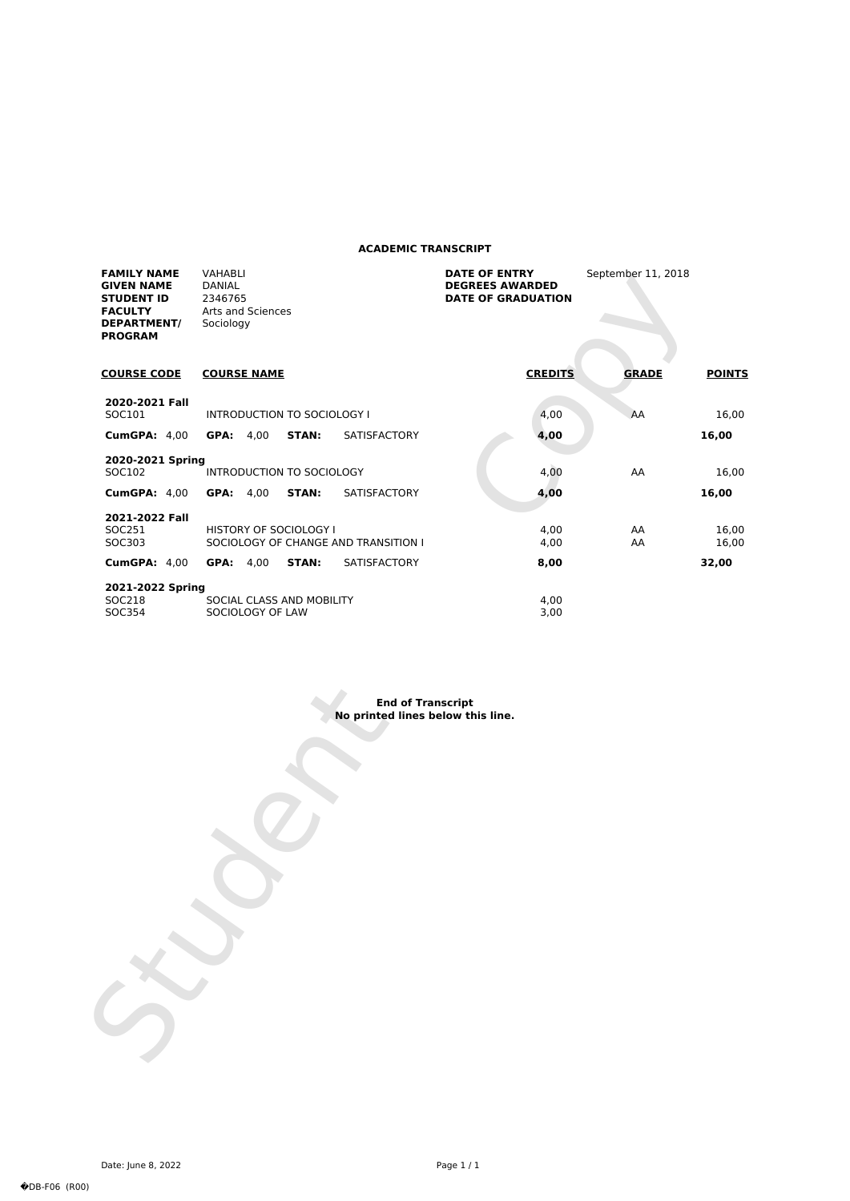# ACADEMIC TRANSCRIPT

| | | | |
|---|---|---|---|
| **FAMILY NAME** | VAHABLI | **DATE OF ENTRY** | September 11, 2018 |
| **GIVEN NAME** | DANIAL | **DEGREES AWARDED** | |
| **STUDENT ID** | 2346765 | **DATE OF GRADUATION** | |
| **FACULTY** | Arts and Sciences | | |
| **DEPARTMENT/ PROGRAM** | Sociology | | |

| **COURSE CODE** | **COURSE NAME** | | | **CREDITS** | **GRADE** | **POINTS** |
|---|---|---|---|---|---|---|
| **2020-2021 Fall** | | | | | | |
| SOC101 | INTRODUCTION TO SOCIOLOGY I | | | 4,00 | AA | 16,00 |
| **CumGPA:** 4,00 | **GPA:** 4,00 | **STAN:** | SATISFACTORY | **4,00** | | **16,00** |
| **2020-2021 Spring** | | | | | | |
| SOC102 | INTRODUCTION TO SOCIOLOGY | | | 4,00 | AA | 16,00 |
| **CumGPA:** 4,00 | **GPA:** 4,00 | **STAN:** | SATISFACTORY | **4,00** | | **16,00** |
| **2021-2022 Fall** | | | | | | |
| SOC251 | HISTORY OF SOCIOLOGY I | | | 4,00 | AA | 16,00 |
| SOC303 | SOCIOLOGY OF CHANGE AND TRANSITION I | | | 4,00 | AA | 16,00 |
| **CumGPA:** 4,00 | **GPA:** 4,00 | **STAN:** | SATISFACTORY | **8,00** | | **32,00** |
| **2021-2022 Spring** | | | | | | |
| SOC218 | SOCIAL CLASS AND MOBILITY | | | 4,00 | | |
| SOC354 | SOCIOLOGY OF LAW | | | 3,00 | | |

**End of Transcript**
**No printed lines below this line.**

Student Copy

Date: June 8, 2022

�DB-F06 (R00)